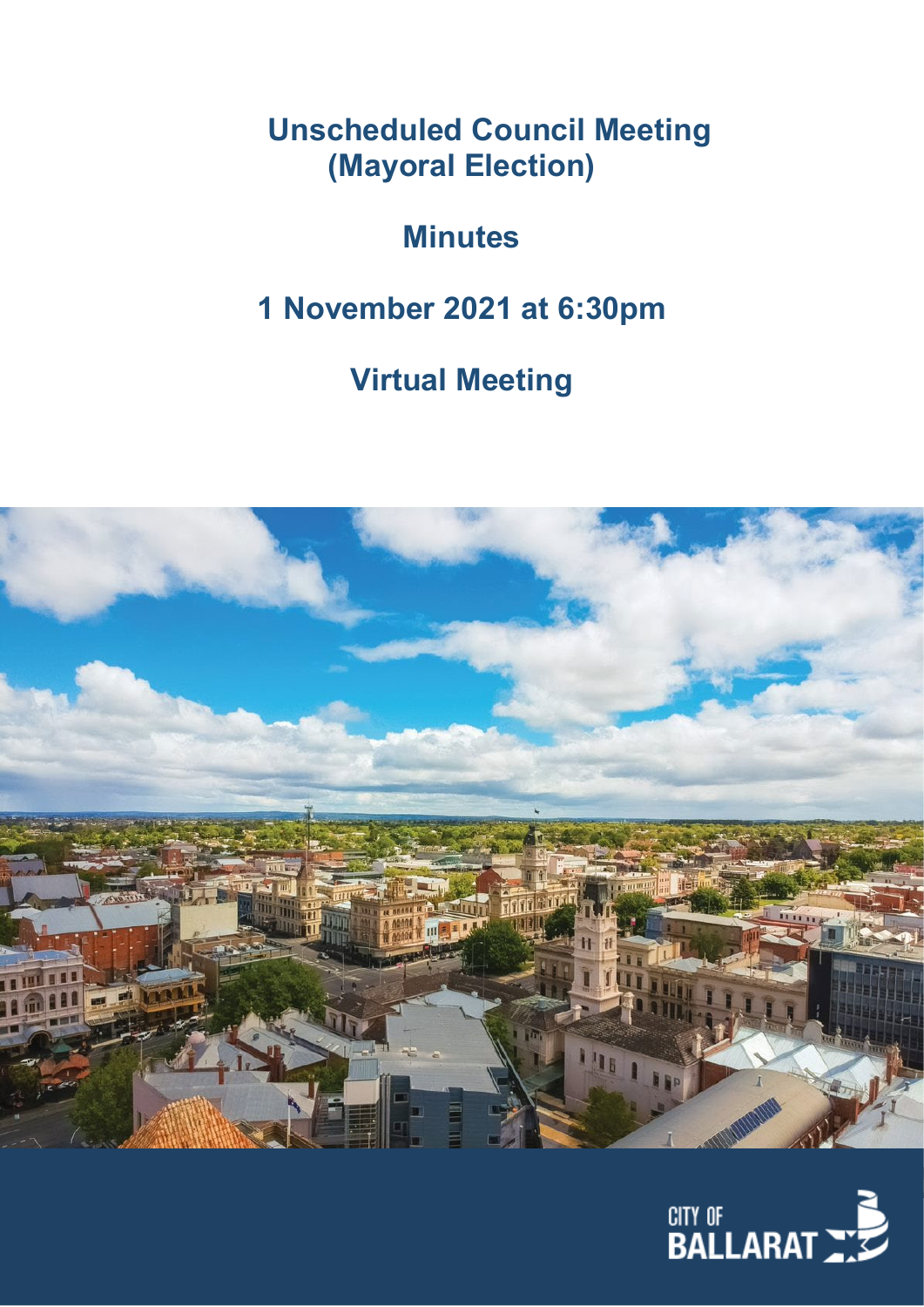# Unscheduled Council Meeting (Mayoral Election)

## Minutes

## 1 November 2021 at 6:30pm

## Virtual Meeting

CITY OF BALLARAT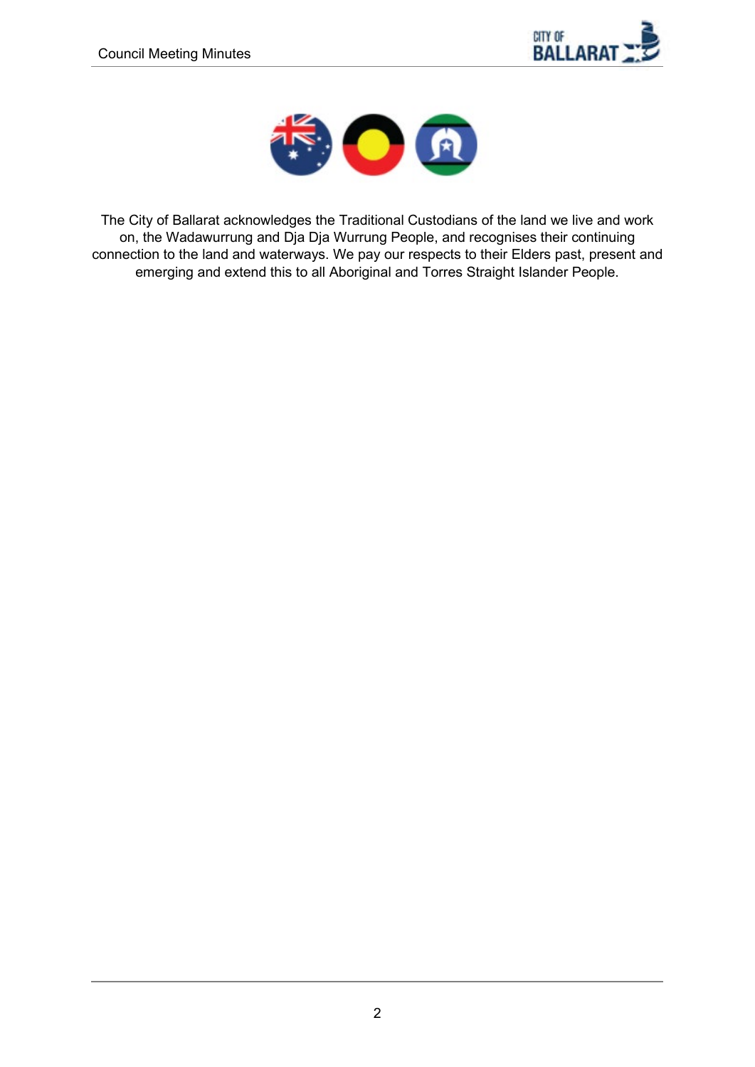The City of Ballarat acknowledges the Traditional Custodians of the land we live and work on, the Wadawurrung and Dja Dja Wurrung People, and recognises their continuing connection to the land and waterways. We pay our respects to their Elders past, present and emerging and extend this to all Aboriginal and Torres Straight Islander People.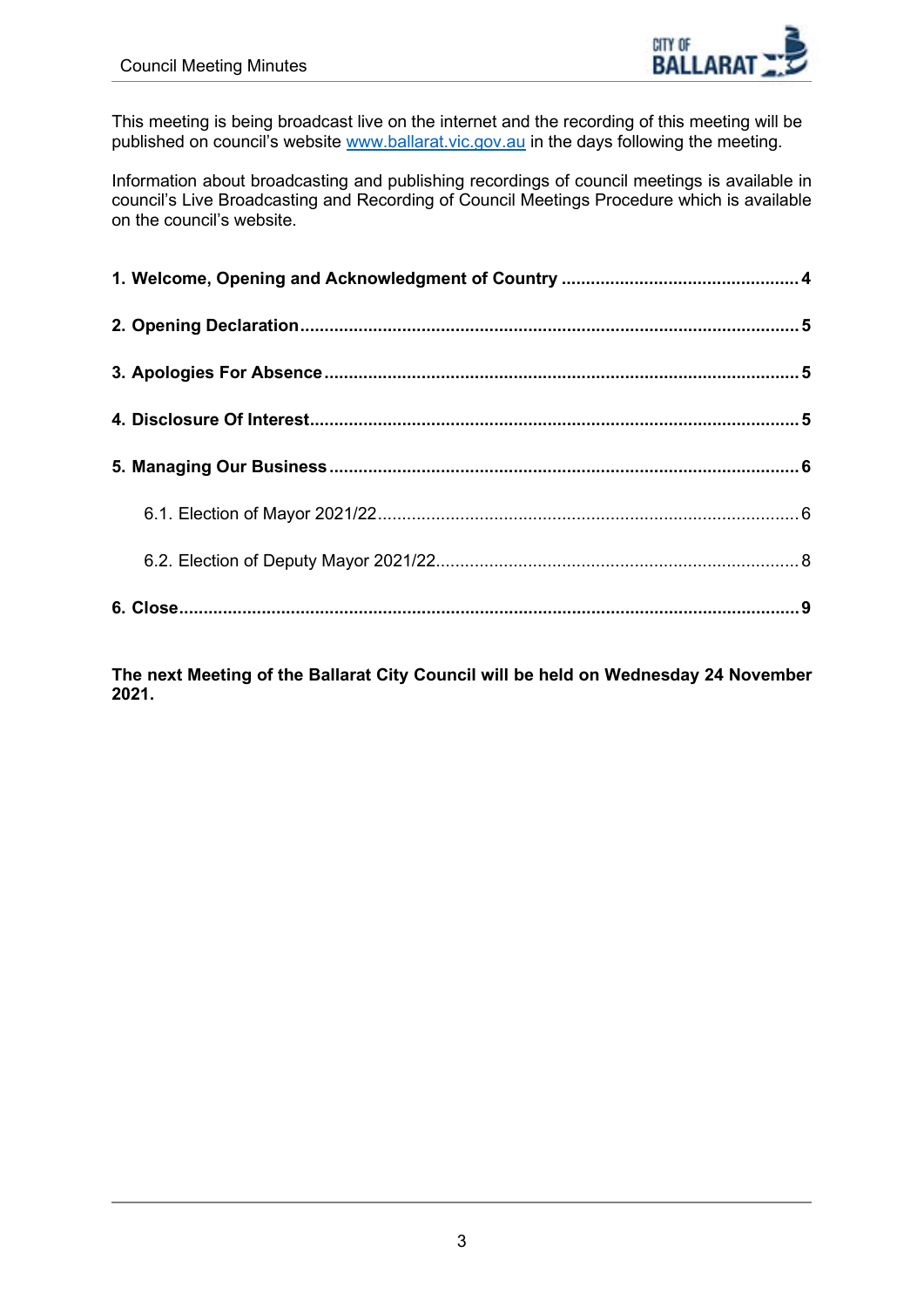This meeting is being broadcast live on the internet and the recording of this meeting will be published on council's website www.ballarat.vic.gov.au in the days following the meeting.

Information about broadcasting and publishing recordings of council meetings is available in council's Live Broadcasting and Recording of Council Meetings Procedure which is available on the council's website.

**1. Welcome, Opening and Acknowledgment of Country .................................................. 4**

**2. Opening Declaration ...................................................................................................... 5**

**3. Apologies For Absence .................................................................................................. 5**

**4. Disclosure Of Interest ..................................................................................................... 5**

**5. Managing Our Business ................................................................................................. 6**

6.1. Election of Mayor 2021/22 ....................................................................................... 6

6.2. Election of Deputy Mayor 2021/22 ........................................................................... 8

**6. Close ............................................................................................................................... 9**

**The next Meeting of the Ballarat City Council will be held on Wednesday 24 November 2021.**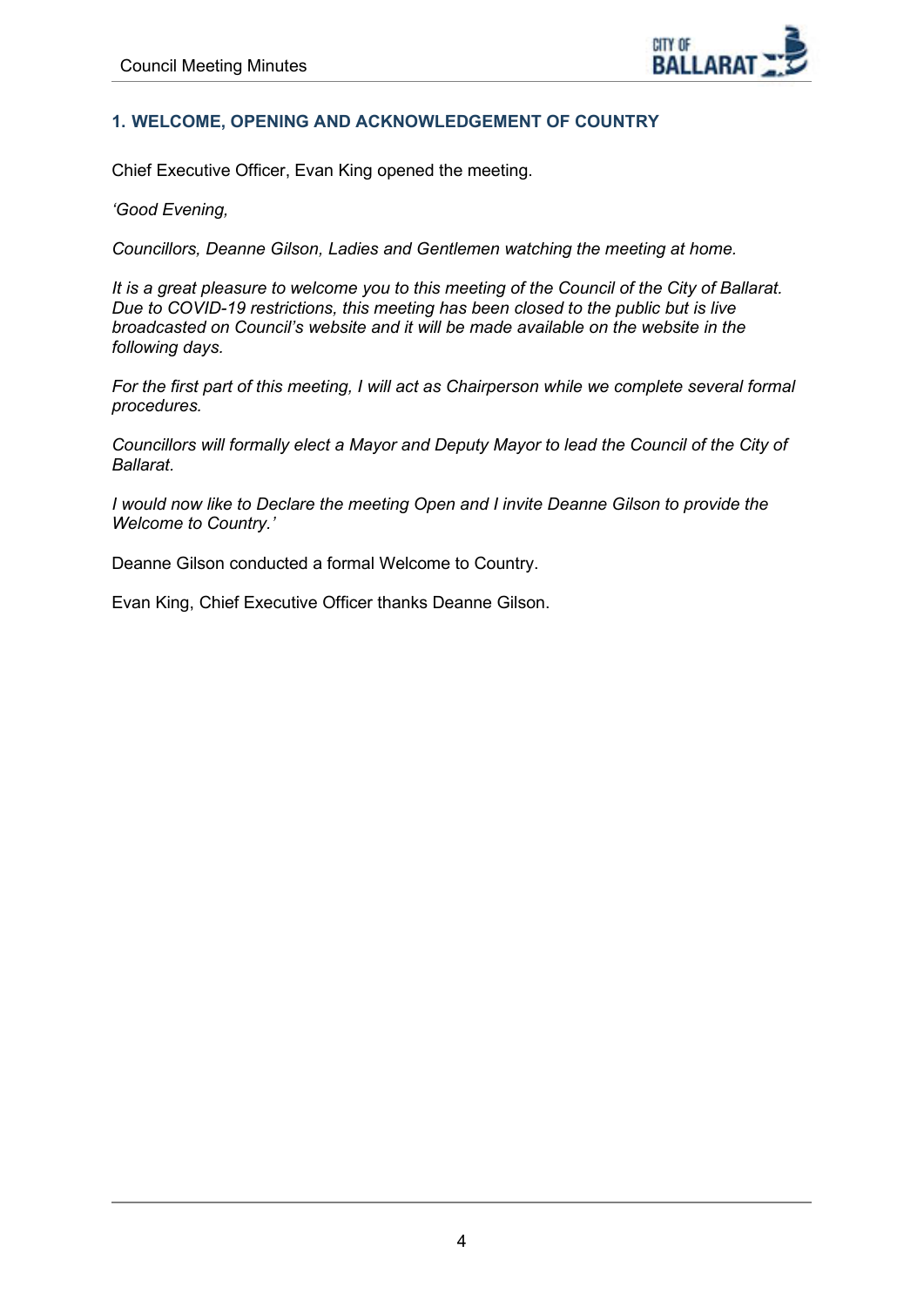## 1. WELCOME, OPENING AND ACKNOWLEDGEMENT OF COUNTRY

Chief Executive Officer, Evan King opened the meeting.

*'Good Evening,*

*Councillors, Deanne Gilson, Ladies and Gentlemen watching the meeting at home.*

*It is a great pleasure to welcome you to this meeting of the Council of the City of Ballarat. Due to COVID-19 restrictions, this meeting has been closed to the public but is live broadcasted on Council's website and it will be made available on the website in the following days.*

*For the first part of this meeting, I will act as Chairperson while we complete several formal procedures.*

*Councillors will formally elect a Mayor and Deputy Mayor to lead the Council of the City of Ballarat.*

*I would now like to Declare the meeting Open and I invite Deanne Gilson to provide the Welcome to Country.'*

Deanne Gilson conducted a formal Welcome to Country.

Evan King, Chief Executive Officer thanks Deanne Gilson.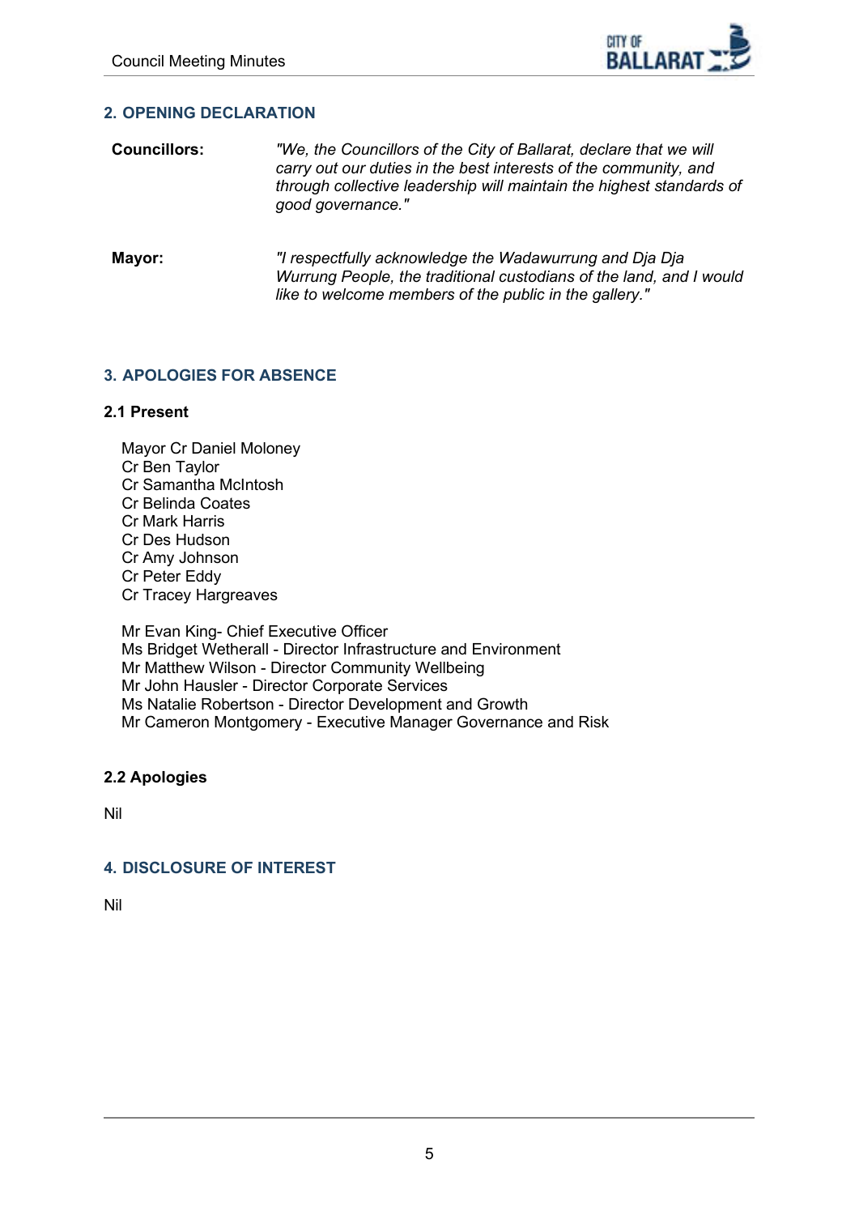## 2. OPENING DECLARATION

**Councillors:** *"We, the Councillors of the City of Ballarat, declare that we will carry out our duties in the best interests of the community, and through collective leadership will maintain the highest standards of good governance."*

**Mayor:** *"I respectfully acknowledge the Wadawurrung and Dja Dja Wurrung People, the traditional custodians of the land, and I would like to welcome members of the public in the gallery."*

## 3. APOLOGIES FOR ABSENCE

### 2.1 Present

Mayor Cr Daniel Moloney
Cr Ben Taylor
Cr Samantha McIntosh
Cr Belinda Coates
Cr Mark Harris
Cr Des Hudson
Cr Amy Johnson
Cr Peter Eddy
Cr Tracey Hargreaves

Mr Evan King- Chief Executive Officer
Ms Bridget Wetherall - Director Infrastructure and Environment
Mr Matthew Wilson - Director Community Wellbeing
Mr John Hausler - Director Corporate Services
Ms Natalie Robertson - Director Development and Growth
Mr Cameron Montgomery - Executive Manager Governance and Risk

### 2.2 Apologies

Nil

## 4. DISCLOSURE OF INTEREST

Nil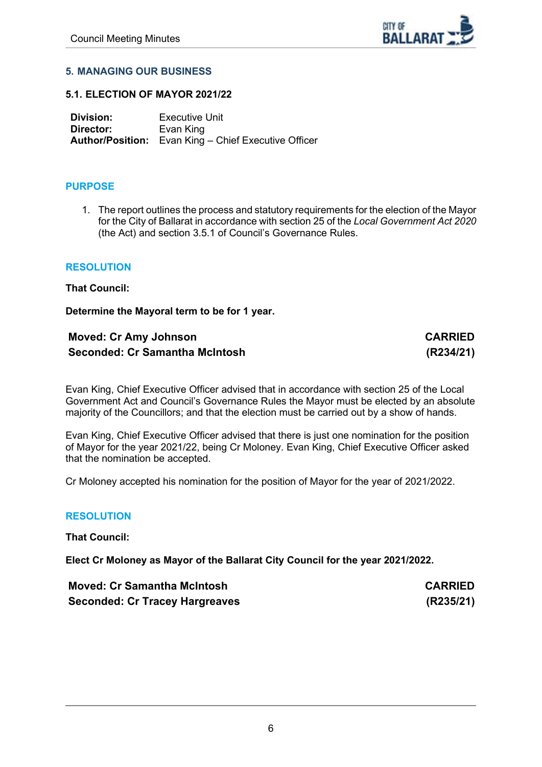## 5. MANAGING OUR BUSINESS

### 5.1. ELECTION OF MAYOR 2021/22

**Division:** Executive Unit
**Director:** Evan King
**Author/Position:** Evan King – Chief Executive Officer

#### PURPOSE

1. The report outlines the process and statutory requirements for the election of the Mayor for the City of Ballarat in accordance with section 25 of the *Local Government Act 2020* (the Act) and section 3.5.1 of Council's Governance Rules.

#### RESOLUTION

**That Council:**

**Determine the Mayoral term to be for 1 year.**

| | |
|---|---|
| **Moved: Cr Amy Johnson** | **CARRIED** |
| **Seconded: Cr Samantha McIntosh** | **(R234/21)** |

Evan King, Chief Executive Officer advised that in accordance with section 25 of the Local Government Act and Council's Governance Rules the Mayor must be elected by an absolute majority of the Councillors; and that the election must be carried out by a show of hands.

Evan King, Chief Executive Officer advised that there is just one nomination for the position of Mayor for the year 2021/22, being Cr Moloney. Evan King, Chief Executive Officer asked that the nomination be accepted.

Cr Moloney accepted his nomination for the position of Mayor for the year of 2021/2022.

#### RESOLUTION

**That Council:**

**Elect Cr Moloney as Mayor of the Ballarat City Council for the year 2021/2022.**

| | |
|---|---|
| **Moved: Cr Samantha McIntosh** | **CARRIED** |
| **Seconded: Cr Tracey Hargreaves** | **(R235/21)** |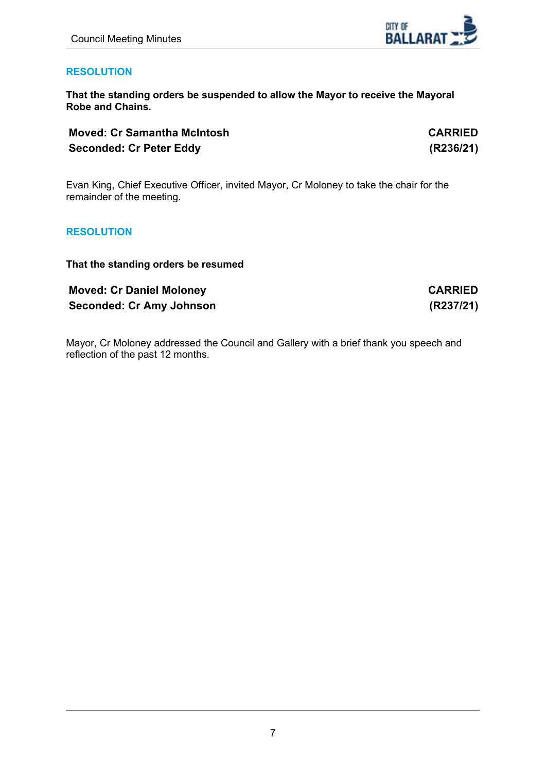### RESOLUTION

**That the standing orders be suspended to allow the Mayor to receive the Mayoral Robe and Chains.**

| | |
|---|---|
| **Moved: Cr Samantha McIntosh** | **CARRIED** |
| **Seconded: Cr Peter Eddy** | **(R236/21)** |

Evan King, Chief Executive Officer, invited Mayor, Cr Moloney to take the chair for the remainder of the meeting.

### RESOLUTION

**That the standing orders be resumed**

| | |
|---|---|
| **Moved: Cr Daniel Moloney** | **CARRIED** |
| **Seconded: Cr Amy Johnson** | **(R237/21)** |

Mayor, Cr Moloney addressed the Council and Gallery with a brief thank you speech and reflection of the past 12 months.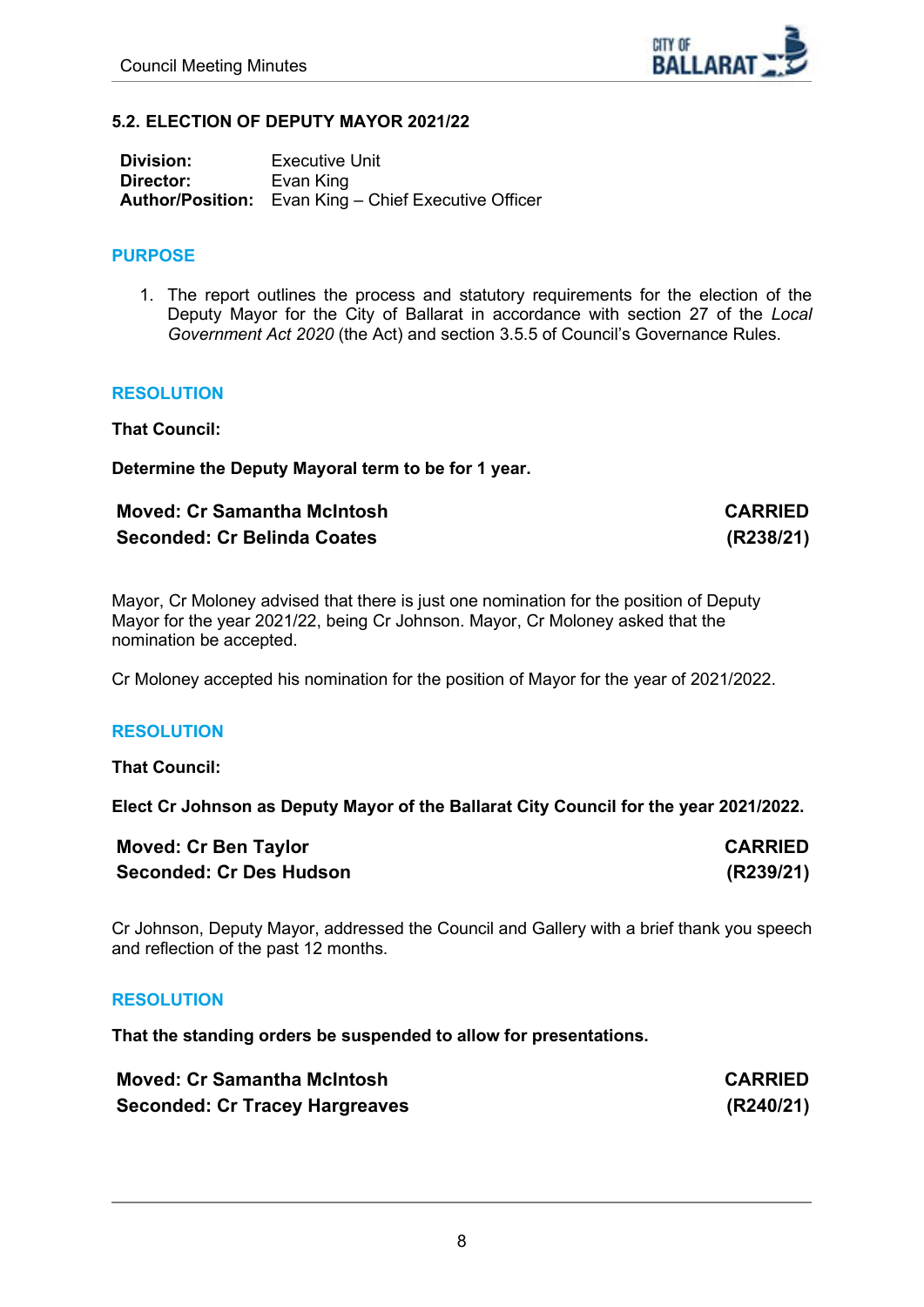## 5.2. ELECTION OF DEPUTY MAYOR 2021/22

| | |
|---|---|
| **Division:** | Executive Unit |
| **Director:** | Evan King |
| **Author/Position:** | Evan King – Chief Executive Officer |

### PURPOSE

1. The report outlines the process and statutory requirements for the election of the Deputy Mayor for the City of Ballarat in accordance with section 27 of the *Local Government Act 2020* (the Act) and section 3.5.5 of Council's Governance Rules.

### RESOLUTION

**That Council:**

**Determine the Deputy Mayoral term to be for 1 year.**

| | |
|---|---|
| **Moved: Cr Samantha McIntosh** | **CARRIED** |
| **Seconded: Cr Belinda Coates** | **(R238/21)** |

Mayor, Cr Moloney advised that there is just one nomination for the position of Deputy Mayor for the year 2021/22, being Cr Johnson. Mayor, Cr Moloney asked that the nomination be accepted.

Cr Moloney accepted his nomination for the position of Mayor for the year of 2021/2022.

### RESOLUTION

**That Council:**

**Elect Cr Johnson as Deputy Mayor of the Ballarat City Council for the year 2021/2022.**

| | |
|---|---|
| **Moved: Cr Ben Taylor** | **CARRIED** |
| **Seconded: Cr Des Hudson** | **(R239/21)** |

Cr Johnson, Deputy Mayor, addressed the Council and Gallery with a brief thank you speech and reflection of the past 12 months.

### RESOLUTION

**That the standing orders be suspended to allow for presentations.**

| | |
|---|---|
| **Moved: Cr Samantha McIntosh** | **CARRIED** |
| **Seconded: Cr Tracey Hargreaves** | **(R240/21)** |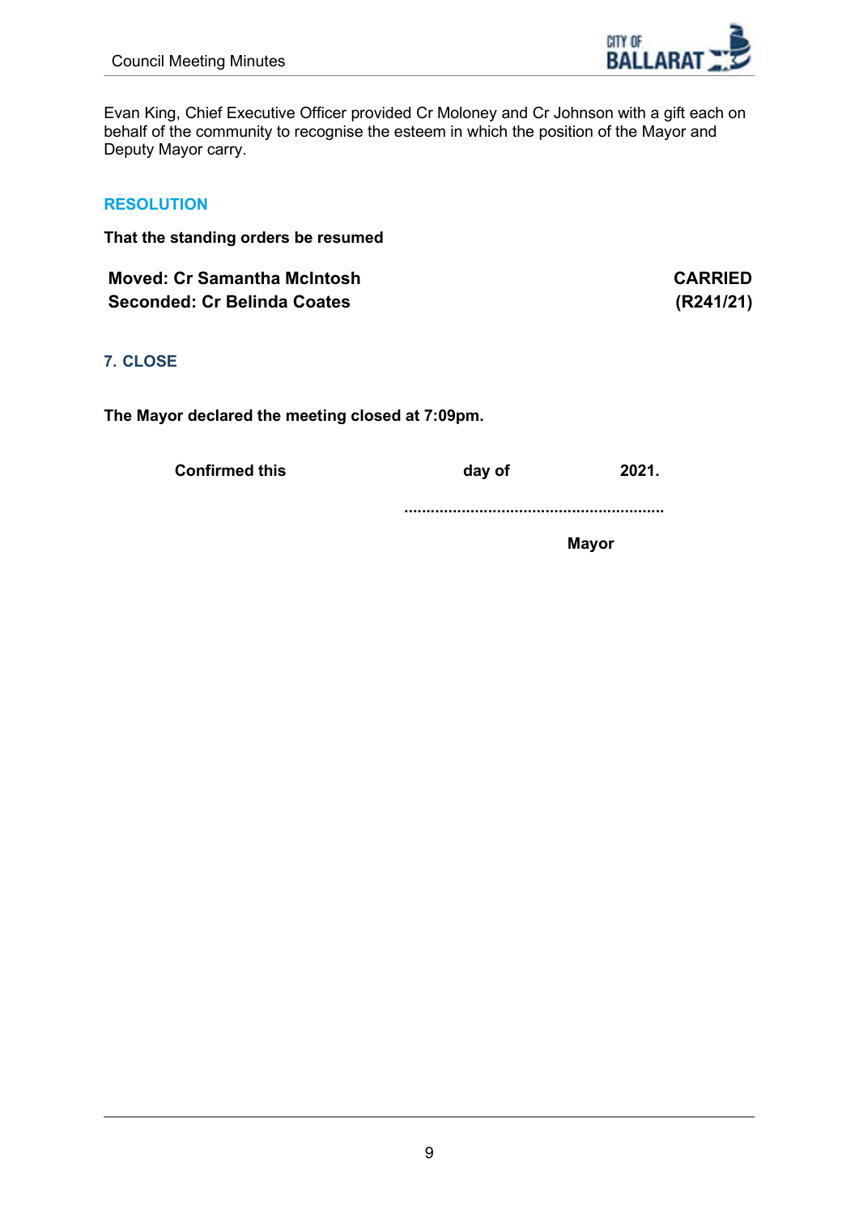Evan King, Chief Executive Officer provided Cr Moloney and Cr Johnson with a gift each on behalf of the community to recognise the esteem in which the position of the Mayor and Deputy Mayor carry.

### RESOLUTION

**That the standing orders be resumed**

| | |
|---|---|
| **Moved: Cr Samantha McIntosh** | **CARRIED** |
| **Seconded: Cr Belinda Coates** | **(R241/21)** |

## 7. CLOSE

**The Mayor declared the meeting closed at 7:09pm.**

**Confirmed this day of 2021.**

..........................................................

**Mayor**